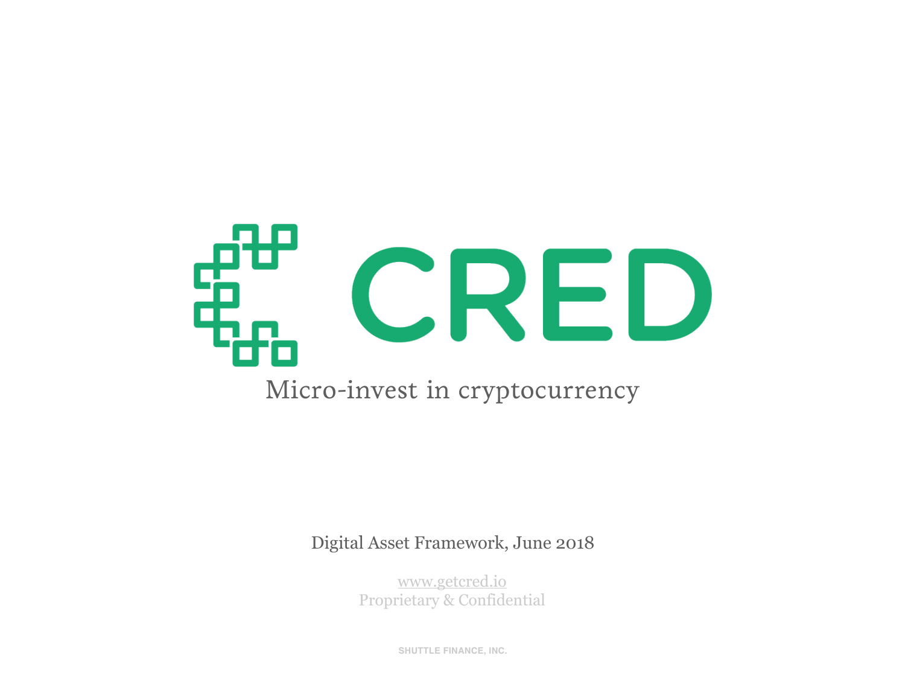# CRED

Micro-invest in cryptocurrency

Digital Asset Framework, June 2018

www.getcred.io
Proprietary & Confidential

SHUTTLE FINANCE, INC.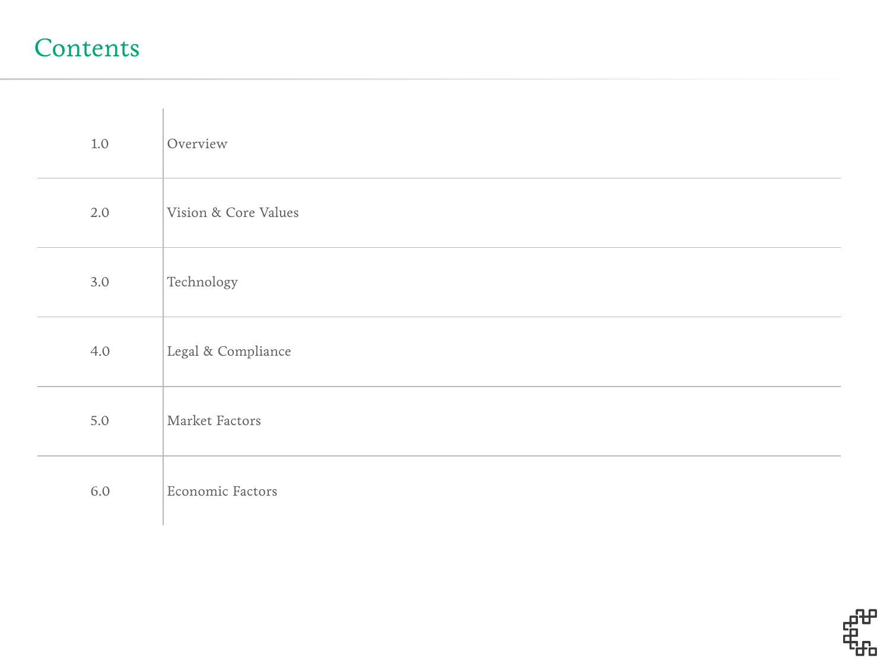# Contents

| | |
|---|---|
| 1.0 | Overview |
| 2.0 | Vision & Core Values |
| 3.0 | Technology |
| 4.0 | Legal & Compliance |
| 5.0 | Market Factors |
| 6.0 | Economic Factors |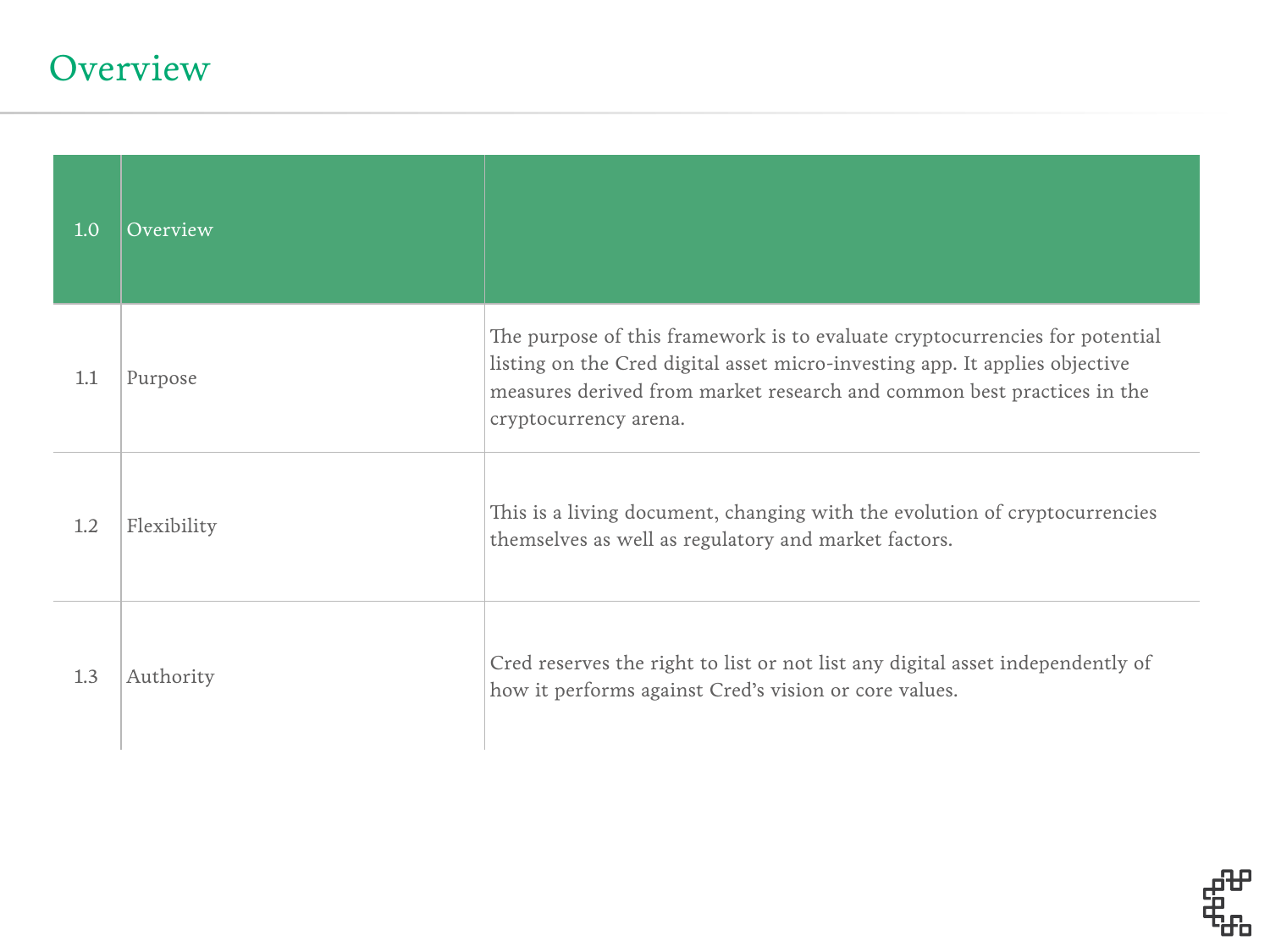# Overview

| 1.0 | Overview | |
|---|---|---|
| 1.1 | Purpose | The purpose of this framework is to evaluate cryptocurrencies for potential listing on the Cred digital asset micro-investing app. It applies objective measures derived from market research and common best practices in the cryptocurrency arena. |
| 1.2 | Flexibility | This is a living document, changing with the evolution of cryptocurrencies themselves as well as regulatory and market factors. |
| 1.3 | Authority | Cred reserves the right to list or not list any digital asset independently of how it performs against Cred's vision or core values. |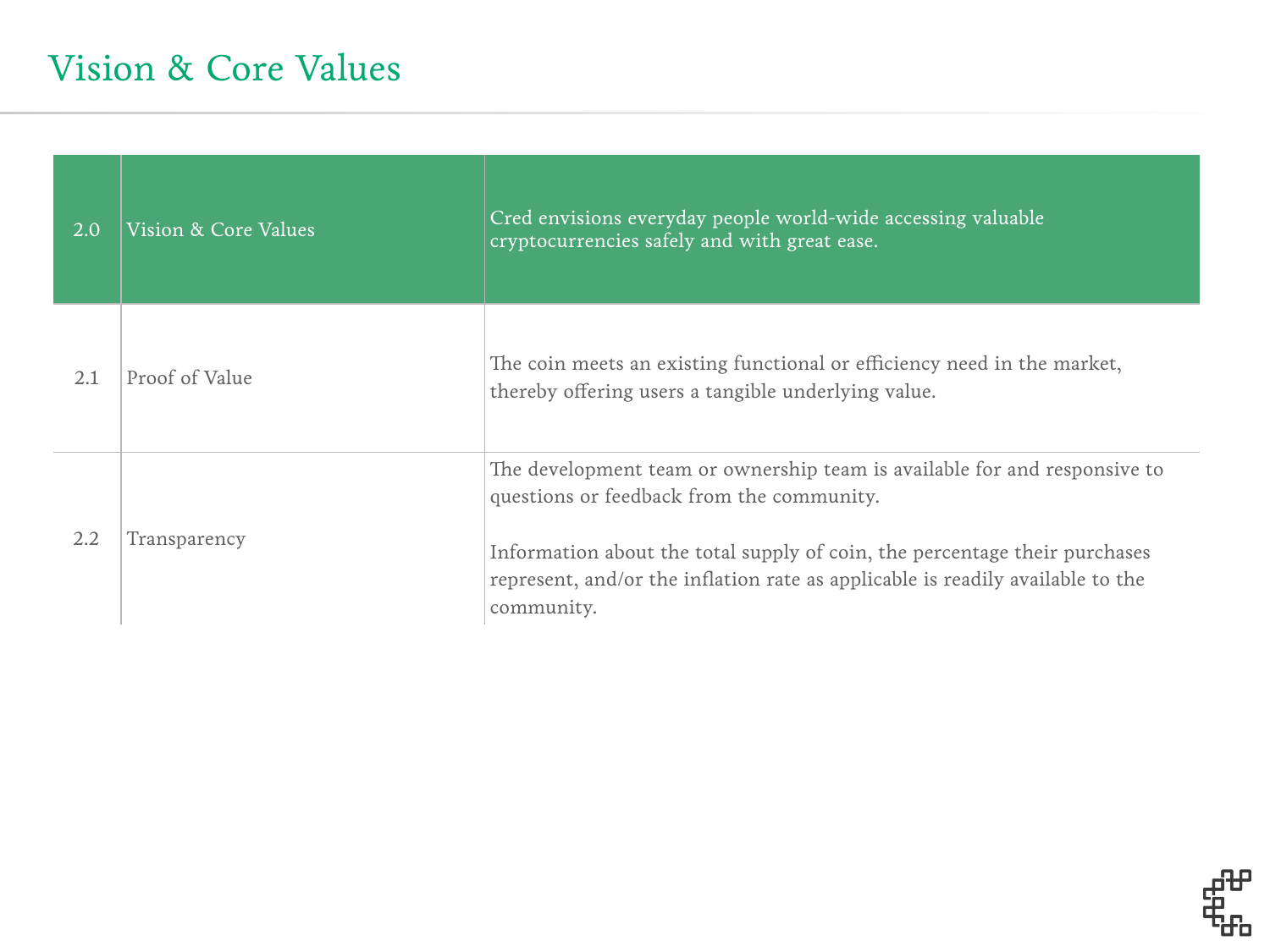# Vision & Core Values

| 2.0 | Vision & Core Values | Cred envisions everyday people world-wide accessing valuable cryptocurrencies safely and with great ease. |
|---|---|---|
| 2.1 | Proof of Value | The coin meets an existing functional or efficiency need in the market, thereby offering users a tangible underlying value. |
| 2.2 | Transparency | The development team or ownership team is available for and responsive to questions or feedback from the community.<br><br>Information about the total supply of coin, the percentage their purchases represent, and/or the inflation rate as applicable is readily available to the community. |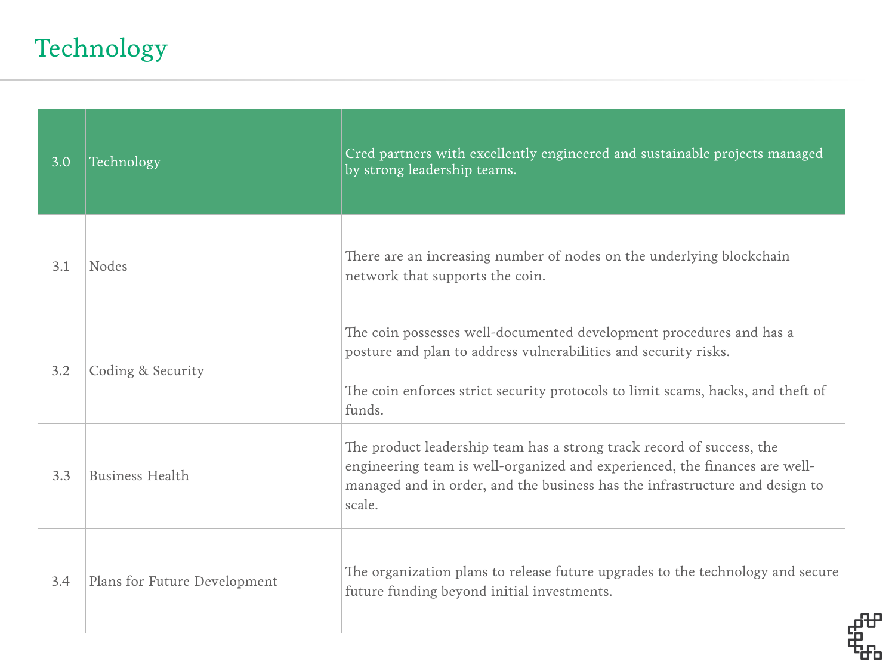# Technology

| 3.0 | Technology | Cred partners with excellently engineered and sustainable projects managed by strong leadership teams. |
|---|---|---|
| 3.1 | Nodes | There are an increasing number of nodes on the underlying blockchain network that supports the coin. |
| 3.2 | Coding & Security | The coin possesses well-documented development procedures and has a posture and plan to address vulnerabilities and security risks.<br><br>The coin enforces strict security protocols to limit scams, hacks, and theft of funds. |
| 3.3 | Business Health | The product leadership team has a strong track record of success, the engineering team is well-organized and experienced, the finances are well-managed and in order, and the business has the infrastructure and design to scale. |
| 3.4 | Plans for Future Development | The organization plans to release future upgrades to the technology and secure future funding beyond initial investments. |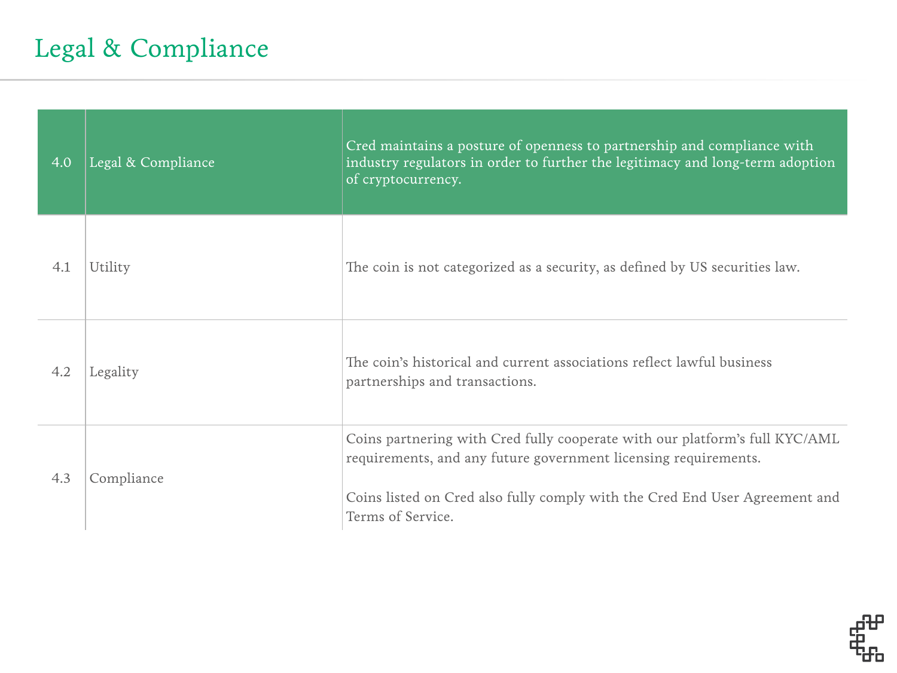# Legal & Compliance

| 4.0 | Legal & Compliance | Cred maintains a posture of openness to partnership and compliance with industry regulators in order to further the legitimacy and long-term adoption of cryptocurrency. |
|---|---|---|
| 4.1 | Utility | The coin is not categorized as a security, as defined by US securities law. |
| 4.2 | Legality | The coin's historical and current associations reflect lawful business partnerships and transactions. |
| 4.3 | Compliance | Coins partnering with Cred fully cooperate with our platform's full KYC/AML requirements, and any future government licensing requirements.<br><br>Coins listed on Cred also fully comply with the Cred End User Agreement and Terms of Service. |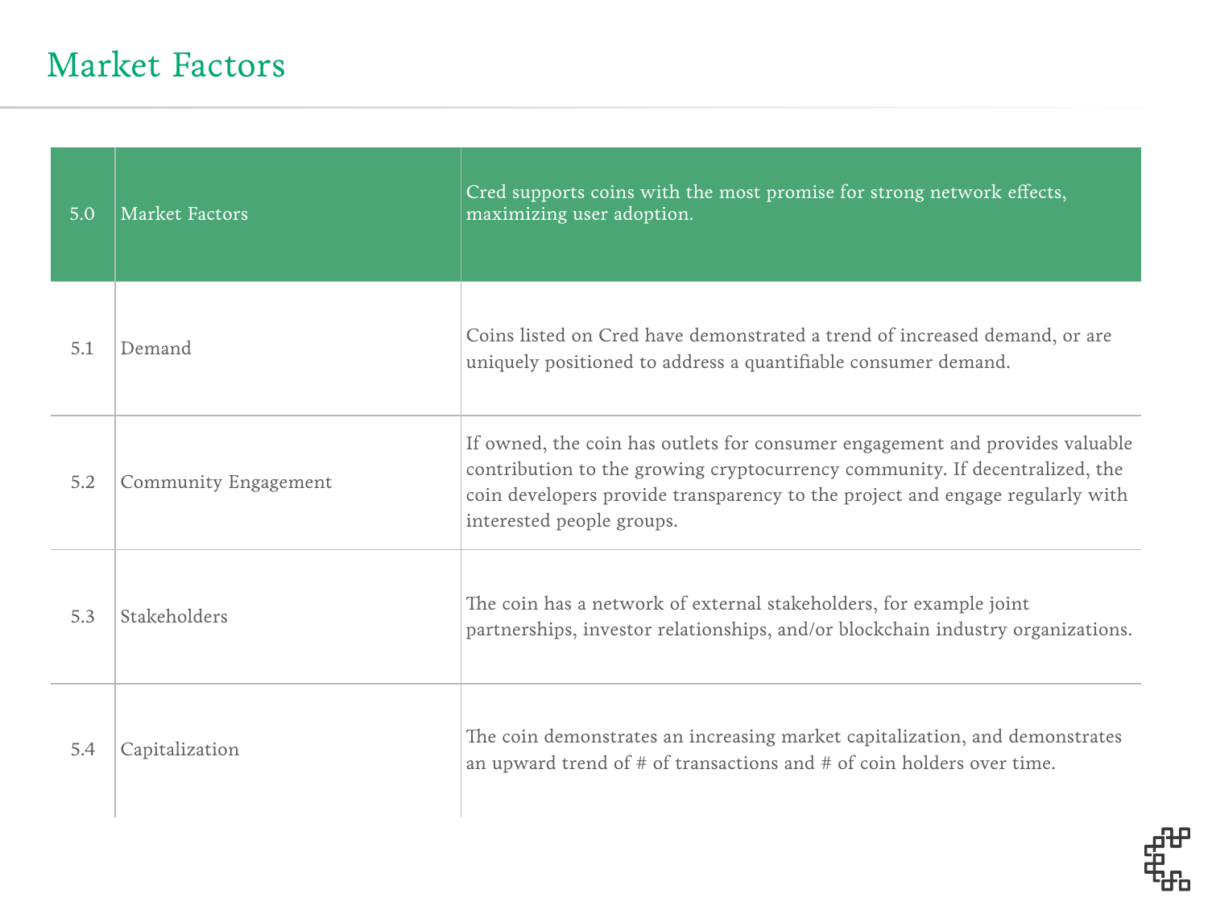# Market Factors

| 5.0 | Market Factors | Cred supports coins with the most promise for strong network effects, maximizing user adoption. |
|---|---|---|
| 5.1 | Demand | Coins listed on Cred have demonstrated a trend of increased demand, or are uniquely positioned to address a quantifiable consumer demand. |
| 5.2 | Community Engagement | If owned, the coin has outlets for consumer engagement and provides valuable contribution to the growing cryptocurrency community. If decentralized, the coin developers provide transparency to the project and engage regularly with interested people groups. |
| 5.3 | Stakeholders | The coin has a network of external stakeholders, for example joint partnerships, investor relationships, and/or blockchain industry organizations. |
| 5.4 | Capitalization | The coin demonstrates an increasing market capitalization, and demonstrates an upward trend of # of transactions and # of coin holders over time. |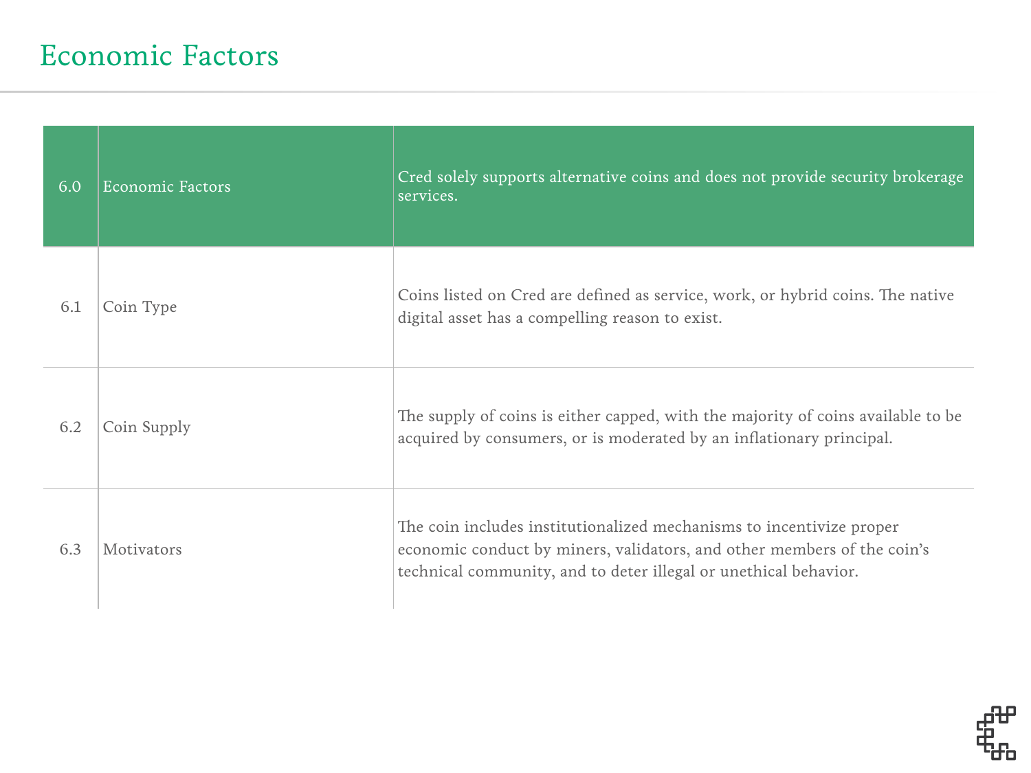# Economic Factors

| 6.0 | Economic Factors | Cred solely supports alternative coins and does not provide security brokerage services. |
|---|---|---|
| 6.1 | Coin Type | Coins listed on Cred are defined as service, work, or hybrid coins. The native digital asset has a compelling reason to exist. |
| 6.2 | Coin Supply | The supply of coins is either capped, with the majority of coins available to be acquired by consumers, or is moderated by an inflationary principal. |
| 6.3 | Motivators | The coin includes institutionalized mechanisms to incentivize proper economic conduct by miners, validators, and other members of the coin's technical community, and to deter illegal or unethical behavior. |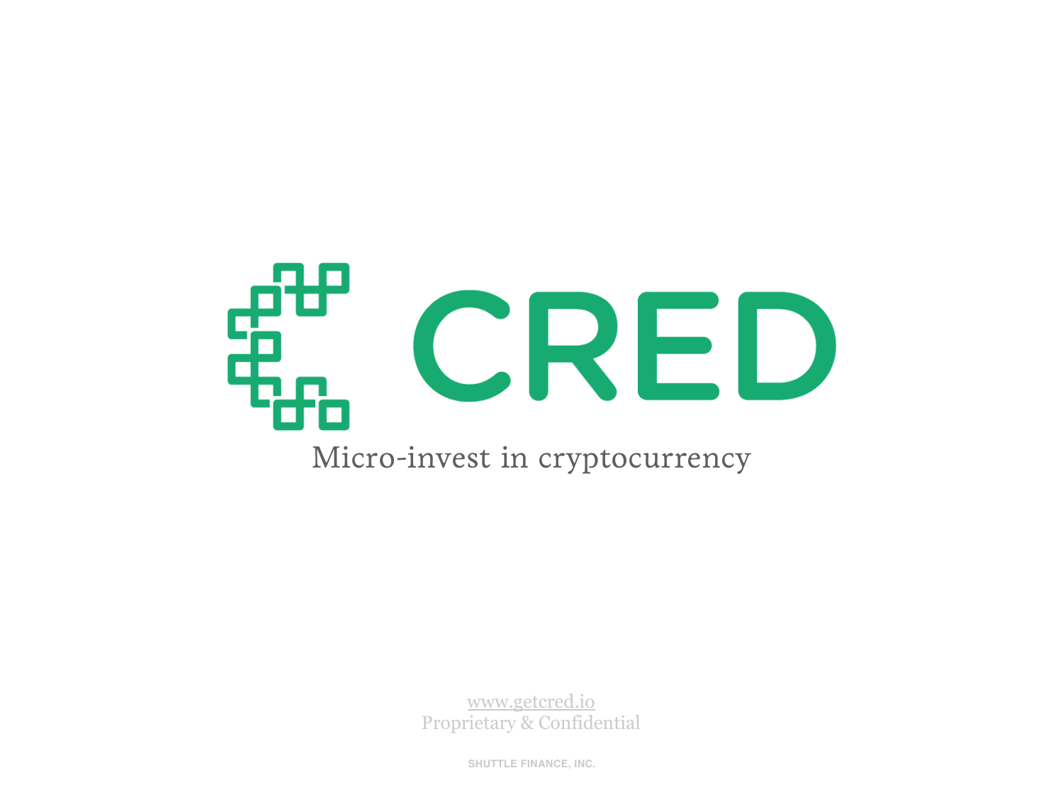# CRED

Micro-invest in cryptocurrency

www.getcred.io
Proprietary & Confidential

SHUTTLE FINANCE, INC.